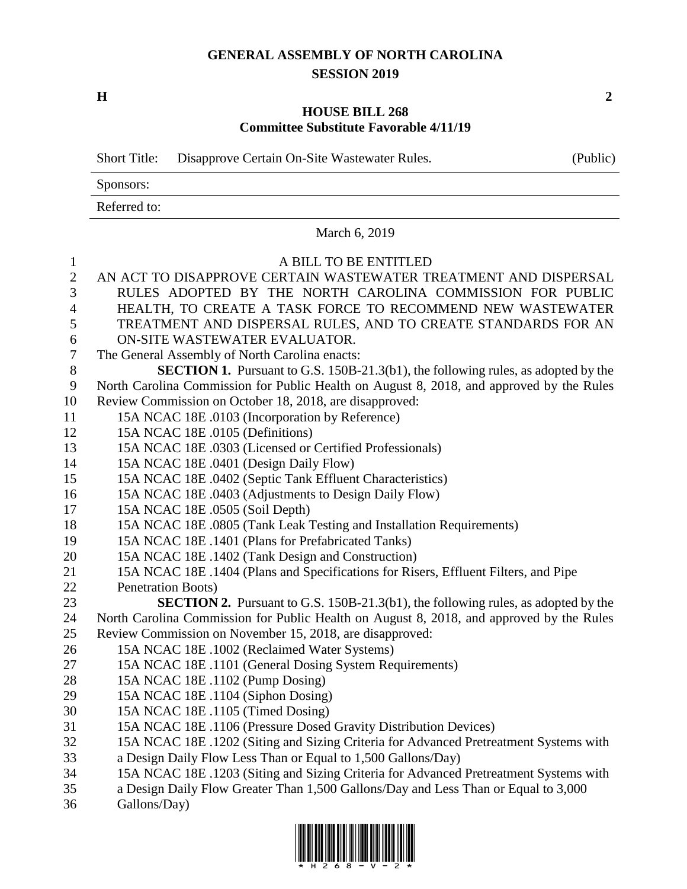# GENERAL ASSEMBLY OF NORTH CAROLINA
## SESSION 2019

**H** **2**

## HOUSE BILL 268
### Committee Substitute Favorable 4/11/19

| Short Title: | Disapprove Certain On-Site Wastewater Rules. | (Public) |
|---|---|---|
| Sponsors: | | |
| Referred to: | | |

March 6, 2019

A BILL TO BE ENTITLED

AN ACT TO DISAPPROVE CERTAIN WASTEWATER TREATMENT AND DISPERSAL RULES ADOPTED BY THE NORTH CAROLINA COMMISSION FOR PUBLIC HEALTH, TO CREATE A TASK FORCE TO RECOMMEND NEW WASTEWATER TREATMENT AND DISPERSAL RULES, AND TO CREATE STANDARDS FOR AN ON-SITE WASTEWATER EVALUATOR.

The General Assembly of North Carolina enacts:

**SECTION 1.** Pursuant to G.S. 150B-21.3(b1), the following rules, as adopted by the North Carolina Commission for Public Health on August 8, 2018, and approved by the Rules Review Commission on October 18, 2018, are disapproved:

15A NCAC 18E .0103 (Incorporation by Reference)
15A NCAC 18E .0105 (Definitions)
15A NCAC 18E .0303 (Licensed or Certified Professionals)
15A NCAC 18E .0401 (Design Daily Flow)
15A NCAC 18E .0402 (Septic Tank Effluent Characteristics)
15A NCAC 18E .0403 (Adjustments to Design Daily Flow)
15A NCAC 18E .0505 (Soil Depth)
15A NCAC 18E .0805 (Tank Leak Testing and Installation Requirements)
15A NCAC 18E .1401 (Plans for Prefabricated Tanks)
15A NCAC 18E .1402 (Tank Design and Construction)
15A NCAC 18E .1404 (Plans and Specifications for Risers, Effluent Filters, and Pipe Penetration Boots)

**SECTION 2.** Pursuant to G.S. 150B-21.3(b1), the following rules, as adopted by the North Carolina Commission for Public Health on August 8, 2018, and approved by the Rules Review Commission on November 15, 2018, are disapproved:

15A NCAC 18E .1002 (Reclaimed Water Systems)
15A NCAC 18E .1101 (General Dosing System Requirements)
15A NCAC 18E .1102 (Pump Dosing)
15A NCAC 18E .1104 (Siphon Dosing)
15A NCAC 18E .1105 (Timed Dosing)
15A NCAC 18E .1106 (Pressure Dosed Gravity Distribution Devices)
15A NCAC 18E .1202 (Siting and Sizing Criteria for Advanced Pretreatment Systems with a Design Daily Flow Less Than or Equal to 1,500 Gallons/Day)
15A NCAC 18E .1203 (Siting and Sizing Criteria for Advanced Pretreatment Systems with a Design Daily Flow Greater Than 1,500 Gallons/Day and Less Than or Equal to 3,000 Gallons/Day)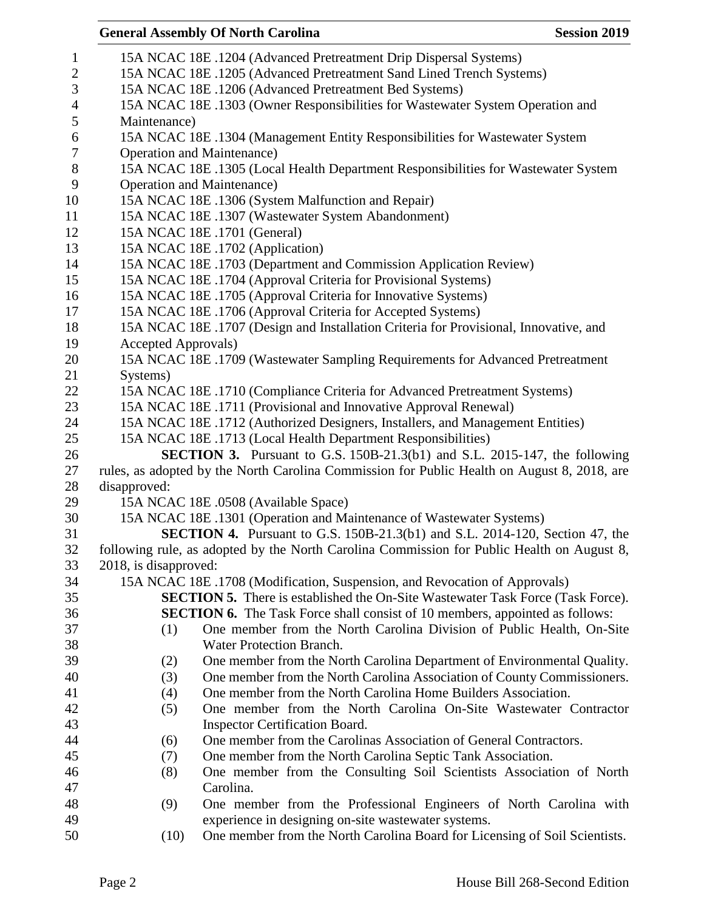15A NCAC 18E .1204 (Advanced Pretreatment Drip Dispersal Systems)
15A NCAC 18E .1205 (Advanced Pretreatment Sand Lined Trench Systems)
15A NCAC 18E .1206 (Advanced Pretreatment Bed Systems)
15A NCAC 18E .1303 (Owner Responsibilities for Wastewater System Operation and Maintenance)
15A NCAC 18E .1304 (Management Entity Responsibilities for Wastewater System Operation and Maintenance)
15A NCAC 18E .1305 (Local Health Department Responsibilities for Wastewater System Operation and Maintenance)
15A NCAC 18E .1306 (System Malfunction and Repair)
15A NCAC 18E .1307 (Wastewater System Abandonment)
15A NCAC 18E .1701 (General)
15A NCAC 18E .1702 (Application)
15A NCAC 18E .1703 (Department and Commission Application Review)
15A NCAC 18E .1704 (Approval Criteria for Provisional Systems)
15A NCAC 18E .1705 (Approval Criteria for Innovative Systems)
15A NCAC 18E .1706 (Approval Criteria for Accepted Systems)
15A NCAC 18E .1707 (Design and Installation Criteria for Provisional, Innovative, and Accepted Approvals)
15A NCAC 18E .1709 (Wastewater Sampling Requirements for Advanced Pretreatment Systems)
15A NCAC 18E .1710 (Compliance Criteria for Advanced Pretreatment Systems)
15A NCAC 18E .1711 (Provisional and Innovative Approval Renewal)
15A NCAC 18E .1712 (Authorized Designers, Installers, and Management Entities)
15A NCAC 18E .1713 (Local Health Department Responsibilities)

**SECTION 3.** Pursuant to G.S. 150B-21.3(b1) and S.L. 2015-147, the following rules, as adopted by the North Carolina Commission for Public Health on August 8, 2018, are disapproved:

15A NCAC 18E .0508 (Available Space)
15A NCAC 18E .1301 (Operation and Maintenance of Wastewater Systems)

**SECTION 4.** Pursuant to G.S. 150B-21.3(b1) and S.L. 2014-120, Section 47, the following rule, as adopted by the North Carolina Commission for Public Health on August 8, 2018, is disapproved:

15A NCAC 18E .1708 (Modification, Suspension, and Revocation of Approvals)

**SECTION 5.** There is established the On-Site Wastewater Task Force (Task Force).

**SECTION 6.** The Task Force shall consist of 10 members, appointed as follows:

(1) One member from the North Carolina Division of Public Health, On-Site Water Protection Branch.
(2) One member from the North Carolina Department of Environmental Quality.
(3) One member from the North Carolina Association of County Commissioners.
(4) One member from the North Carolina Home Builders Association.
(5) One member from the North Carolina On-Site Wastewater Contractor Inspector Certification Board.
(6) One member from the Carolinas Association of General Contractors.
(7) One member from the North Carolina Septic Tank Association.
(8) One member from the Consulting Soil Scientists Association of North Carolina.
(9) One member from the Professional Engineers of North Carolina with experience in designing on-site wastewater systems.
(10) One member from the North Carolina Board for Licensing of Soil Scientists.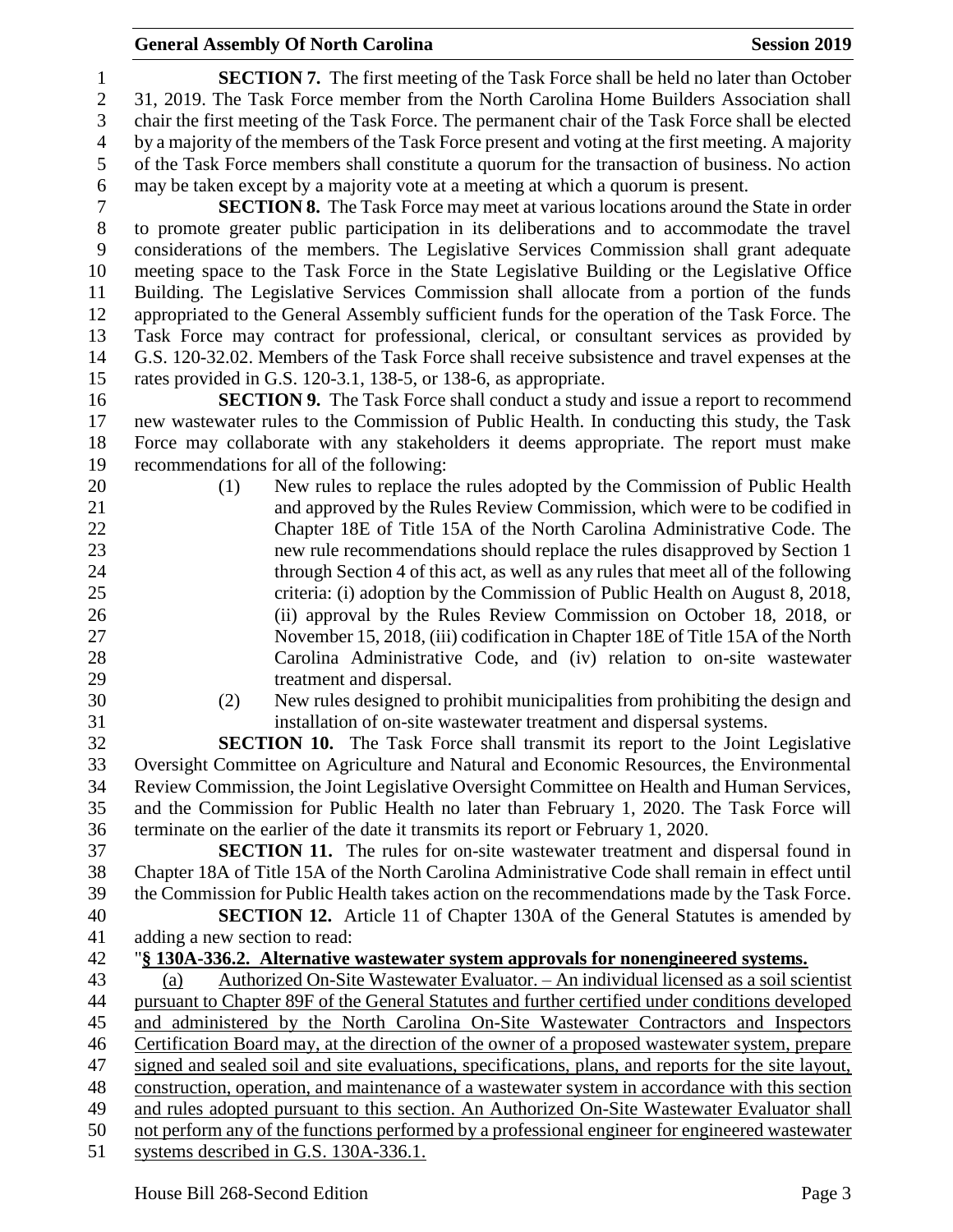**SECTION 7.** The first meeting of the Task Force shall be held no later than October 31, 2019. The Task Force member from the North Carolina Home Builders Association shall chair the first meeting of the Task Force. The permanent chair of the Task Force shall be elected by a majority of the members of the Task Force present and voting at the first meeting. A majority of the Task Force members shall constitute a quorum for the transaction of business. No action may be taken except by a majority vote at a meeting at which a quorum is present.

**SECTION 8.** The Task Force may meet at various locations around the State in order to promote greater public participation in its deliberations and to accommodate the travel considerations of the members. The Legislative Services Commission shall grant adequate meeting space to the Task Force in the State Legislative Building or the Legislative Office Building. The Legislative Services Commission shall allocate from a portion of the funds appropriated to the General Assembly sufficient funds for the operation of the Task Force. The Task Force may contract for professional, clerical, or consultant services as provided by G.S. 120-32.02. Members of the Task Force shall receive subsistence and travel expenses at the rates provided in G.S. 120-3.1, 138-5, or 138-6, as appropriate.

**SECTION 9.** The Task Force shall conduct a study and issue a report to recommend new wastewater rules to the Commission of Public Health. In conducting this study, the Task Force may collaborate with any stakeholders it deems appropriate. The report must make recommendations for all of the following:

(1) New rules to replace the rules adopted by the Commission of Public Health and approved by the Rules Review Commission, which were to be codified in Chapter 18E of Title 15A of the North Carolina Administrative Code. The new rule recommendations should replace the rules disapproved by Section 1 through Section 4 of this act, as well as any rules that meet all of the following criteria: (i) adoption by the Commission of Public Health on August 8, 2018, (ii) approval by the Rules Review Commission on October 18, 2018, or November 15, 2018, (iii) codification in Chapter 18E of Title 15A of the North Carolina Administrative Code, and (iv) relation to on-site wastewater treatment and dispersal.

(2) New rules designed to prohibit municipalities from prohibiting the design and installation of on-site wastewater treatment and dispersal systems.

**SECTION 10.** The Task Force shall transmit its report to the Joint Legislative Oversight Committee on Agriculture and Natural and Economic Resources, the Environmental Review Commission, the Joint Legislative Oversight Committee on Health and Human Services, and the Commission for Public Health no later than February 1, 2020. The Task Force will terminate on the earlier of the date it transmits its report or February 1, 2020.

**SECTION 11.** The rules for on-site wastewater treatment and dispersal found in Chapter 18A of Title 15A of the North Carolina Administrative Code shall remain in effect until the Commission for Public Health takes action on the recommendations made by the Task Force.

**SECTION 12.** Article 11 of Chapter 130A of the General Statutes is amended by adding a new section to read:

"**§ 130A-336.2. Alternative wastewater system approvals for nonengineered systems.**

(a) Authorized On-Site Wastewater Evaluator. – An individual licensed as a soil scientist pursuant to Chapter 89F of the General Statutes and further certified under conditions developed and administered by the North Carolina On-Site Wastewater Contractors and Inspectors Certification Board may, at the direction of the owner of a proposed wastewater system, prepare signed and sealed soil and site evaluations, specifications, plans, and reports for the site layout, construction, operation, and maintenance of a wastewater system in accordance with this section and rules adopted pursuant to this section. An Authorized On-Site Wastewater Evaluator shall not perform any of the functions performed by a professional engineer for engineered wastewater systems described in G.S. 130A-336.1.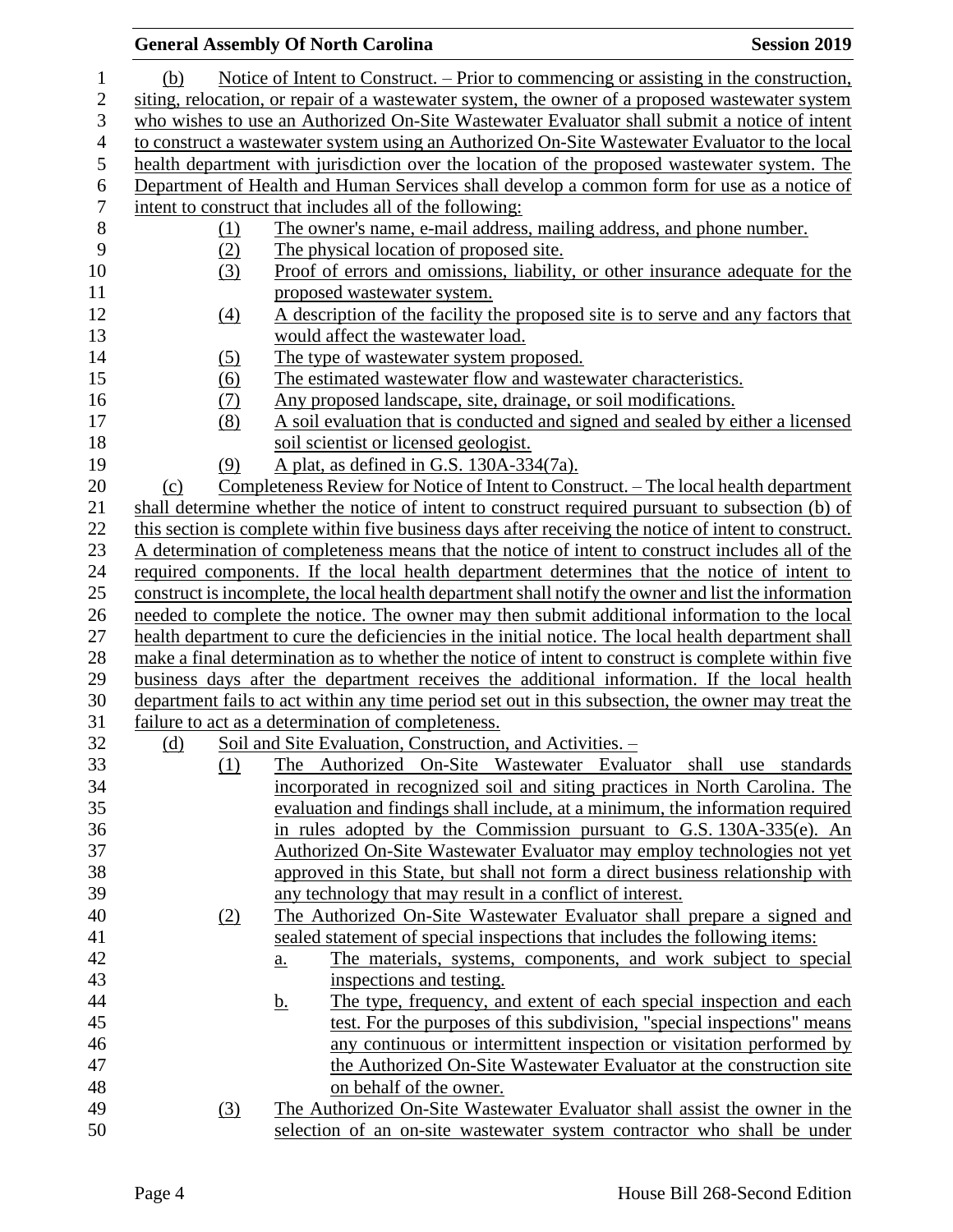(b) Notice of Intent to Construct. – Prior to commencing or assisting in the construction, siting, relocation, or repair of a wastewater system, the owner of a proposed wastewater system who wishes to use an Authorized On-Site Wastewater Evaluator shall submit a notice of intent to construct a wastewater system using an Authorized On-Site Wastewater Evaluator to the local health department with jurisdiction over the location of the proposed wastewater system. The Department of Health and Human Services shall develop a common form for use as a notice of intent to construct that includes all of the following:

(1) The owner's name, e-mail address, mailing address, and phone number.
(2) The physical location of proposed site.
(3) Proof of errors and omissions, liability, or other insurance adequate for the proposed wastewater system.
(4) A description of the facility the proposed site is to serve and any factors that would affect the wastewater load.
(5) The type of wastewater system proposed.
(6) The estimated wastewater flow and wastewater characteristics.
(7) Any proposed landscape, site, drainage, or soil modifications.
(8) A soil evaluation that is conducted and signed and sealed by either a licensed soil scientist or licensed geologist.
(9) A plat, as defined in G.S. 130A-334(7a).

(c) Completeness Review for Notice of Intent to Construct. – The local health department shall determine whether the notice of intent to construct required pursuant to subsection (b) of this section is complete within five business days after receiving the notice of intent to construct. A determination of completeness means that the notice of intent to construct includes all of the required components. If the local health department determines that the notice of intent to construct is incomplete, the local health department shall notify the owner and list the information needed to complete the notice. The owner may then submit additional information to the local health department to cure the deficiencies in the initial notice. The local health department shall make a final determination as to whether the notice of intent to construct is complete within five business days after the department receives the additional information. If the local health department fails to act within any time period set out in this subsection, the owner may treat the failure to act as a determination of completeness.

(d) Soil and Site Evaluation, Construction, and Activities. –

(1) The Authorized On-Site Wastewater Evaluator shall use standards incorporated in recognized soil and siting practices in North Carolina. The evaluation and findings shall include, at a minimum, the information required in rules adopted by the Commission pursuant to G.S. 130A-335(e). An Authorized On-Site Wastewater Evaluator may employ technologies not yet approved in this State, but shall not form a direct business relationship with any technology that may result in a conflict of interest.
(2) The Authorized On-Site Wastewater Evaluator shall prepare a signed and sealed statement of special inspections that includes the following items:
    a. The materials, systems, components, and work subject to special inspections and testing.
    b. The type, frequency, and extent of each special inspection and each test. For the purposes of this subdivision, "special inspections" means any continuous or intermittent inspection or visitation performed by the Authorized On-Site Wastewater Evaluator at the construction site on behalf of the owner.
(3) The Authorized On-Site Wastewater Evaluator shall assist the owner in the selection of an on-site wastewater system contractor who shall be under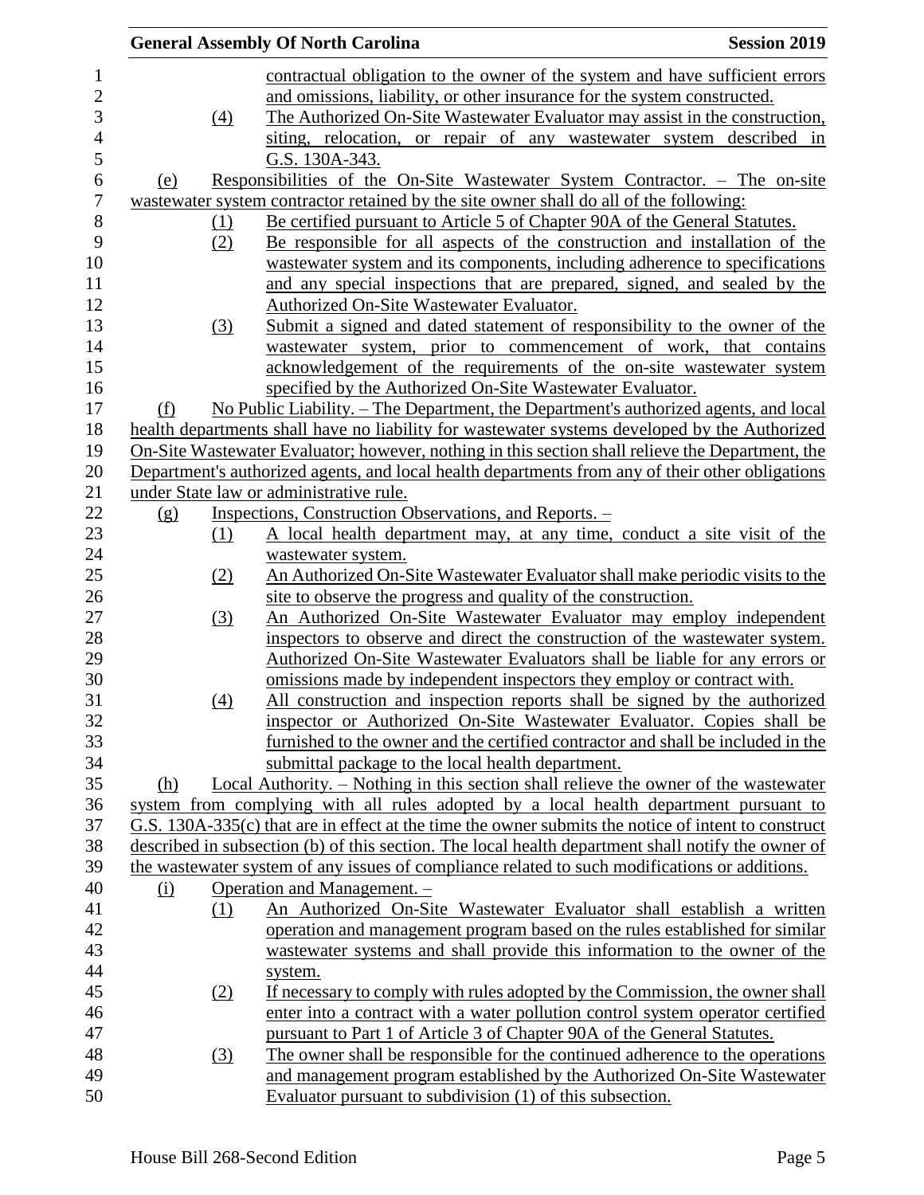contractual obligation to the owner of the system and have sufficient errors and omissions, liability, or other insurance for the system constructed.

(4) The Authorized On-Site Wastewater Evaluator may assist in the construction, siting, relocation, or repair of any wastewater system described in G.S. 130A-343.

(e) Responsibilities of the On-Site Wastewater System Contractor. – The on-site wastewater system contractor retained by the site owner shall do all of the following:

(1) Be certified pursuant to Article 5 of Chapter 90A of the General Statutes.

(2) Be responsible for all aspects of the construction and installation of the wastewater system and its components, including adherence to specifications and any special inspections that are prepared, signed, and sealed by the Authorized On-Site Wastewater Evaluator.

(3) Submit a signed and dated statement of responsibility to the owner of the wastewater system, prior to commencement of work, that contains acknowledgement of the requirements of the on-site wastewater system specified by the Authorized On-Site Wastewater Evaluator.

(f) No Public Liability. – The Department, the Department's authorized agents, and local health departments shall have no liability for wastewater systems developed by the Authorized On-Site Wastewater Evaluator; however, nothing in this section shall relieve the Department, the Department's authorized agents, and local health departments from any of their other obligations under State law or administrative rule.

(g) Inspections, Construction Observations, and Reports. –

(1) A local health department may, at any time, conduct a site visit of the wastewater system.

(2) An Authorized On-Site Wastewater Evaluator shall make periodic visits to the site to observe the progress and quality of the construction.

(3) An Authorized On-Site Wastewater Evaluator may employ independent inspectors to observe and direct the construction of the wastewater system. Authorized On-Site Wastewater Evaluators shall be liable for any errors or omissions made by independent inspectors they employ or contract with.

(4) All construction and inspection reports shall be signed by the authorized inspector or Authorized On-Site Wastewater Evaluator. Copies shall be furnished to the owner and the certified contractor and shall be included in the submittal package to the local health department.

(h) Local Authority. – Nothing in this section shall relieve the owner of the wastewater system from complying with all rules adopted by a local health department pursuant to G.S. 130A-335(c) that are in effect at the time the owner submits the notice of intent to construct described in subsection (b) of this section. The local health department shall notify the owner of the wastewater system of any issues of compliance related to such modifications or additions.

(i) Operation and Management. –

(1) An Authorized On-Site Wastewater Evaluator shall establish a written operation and management program based on the rules established for similar wastewater systems and shall provide this information to the owner of the system.

(2) If necessary to comply with rules adopted by the Commission, the owner shall enter into a contract with a water pollution control system operator certified pursuant to Part 1 of Article 3 of Chapter 90A of the General Statutes.

(3) The owner shall be responsible for the continued adherence to the operations and management program established by the Authorized On-Site Wastewater Evaluator pursuant to subdivision (1) of this subsection.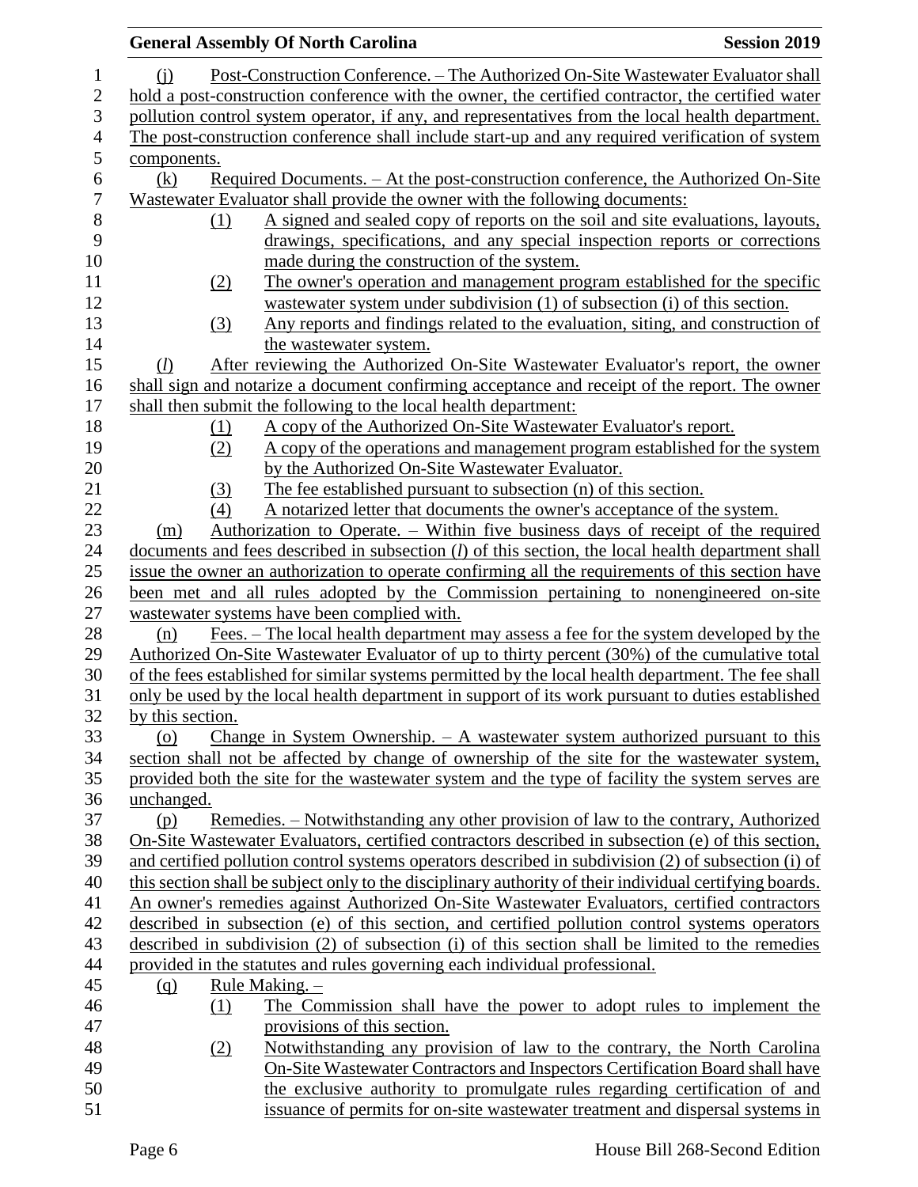(j) Post-Construction Conference. – The Authorized On-Site Wastewater Evaluator shall hold a post-construction conference with the owner, the certified contractor, the certified water pollution control system operator, if any, and representatives from the local health department. The post-construction conference shall include start-up and any required verification of system components.

(k) Required Documents. – At the post-construction conference, the Authorized On-Site Wastewater Evaluator shall provide the owner with the following documents:

(1) A signed and sealed copy of reports on the soil and site evaluations, layouts, drawings, specifications, and any special inspection reports or corrections made during the construction of the system.

(2) The owner's operation and management program established for the specific wastewater system under subdivision (1) of subsection (i) of this section.

(3) Any reports and findings related to the evaluation, siting, and construction of the wastewater system.

(*l*) After reviewing the Authorized On-Site Wastewater Evaluator's report, the owner shall sign and notarize a document confirming acceptance and receipt of the report. The owner shall then submit the following to the local health department:

(1) A copy of the Authorized On-Site Wastewater Evaluator's report.

(2) A copy of the operations and management program established for the system by the Authorized On-Site Wastewater Evaluator.

(3) The fee established pursuant to subsection (n) of this section.

(4) A notarized letter that documents the owner's acceptance of the system.

(m) Authorization to Operate. – Within five business days of receipt of the required documents and fees described in subsection (*l*) of this section, the local health department shall issue the owner an authorization to operate confirming all the requirements of this section have been met and all rules adopted by the Commission pertaining to nonengineered on-site wastewater systems have been complied with.

(n) Fees. – The local health department may assess a fee for the system developed by the Authorized On-Site Wastewater Evaluator of up to thirty percent (30%) of the cumulative total of the fees established for similar systems permitted by the local health department. The fee shall only be used by the local health department in support of its work pursuant to duties established by this section.

(o) Change in System Ownership. – A wastewater system authorized pursuant to this section shall not be affected by change of ownership of the site for the wastewater system, provided both the site for the wastewater system and the type of facility the system serves are unchanged.

(p) Remedies. – Notwithstanding any other provision of law to the contrary, Authorized On-Site Wastewater Evaluators, certified contractors described in subsection (e) of this section, and certified pollution control systems operators described in subdivision (2) of subsection (i) of this section shall be subject only to the disciplinary authority of their individual certifying boards. An owner's remedies against Authorized On-Site Wastewater Evaluators, certified contractors described in subsection (e) of this section, and certified pollution control systems operators described in subdivision (2) of subsection (i) of this section shall be limited to the remedies provided in the statutes and rules governing each individual professional.

(q) Rule Making. –

(1) The Commission shall have the power to adopt rules to implement the provisions of this section.

(2) Notwithstanding any provision of law to the contrary, the North Carolina On-Site Wastewater Contractors and Inspectors Certification Board shall have the exclusive authority to promulgate rules regarding certification of and issuance of permits for on-site wastewater treatment and dispersal systems in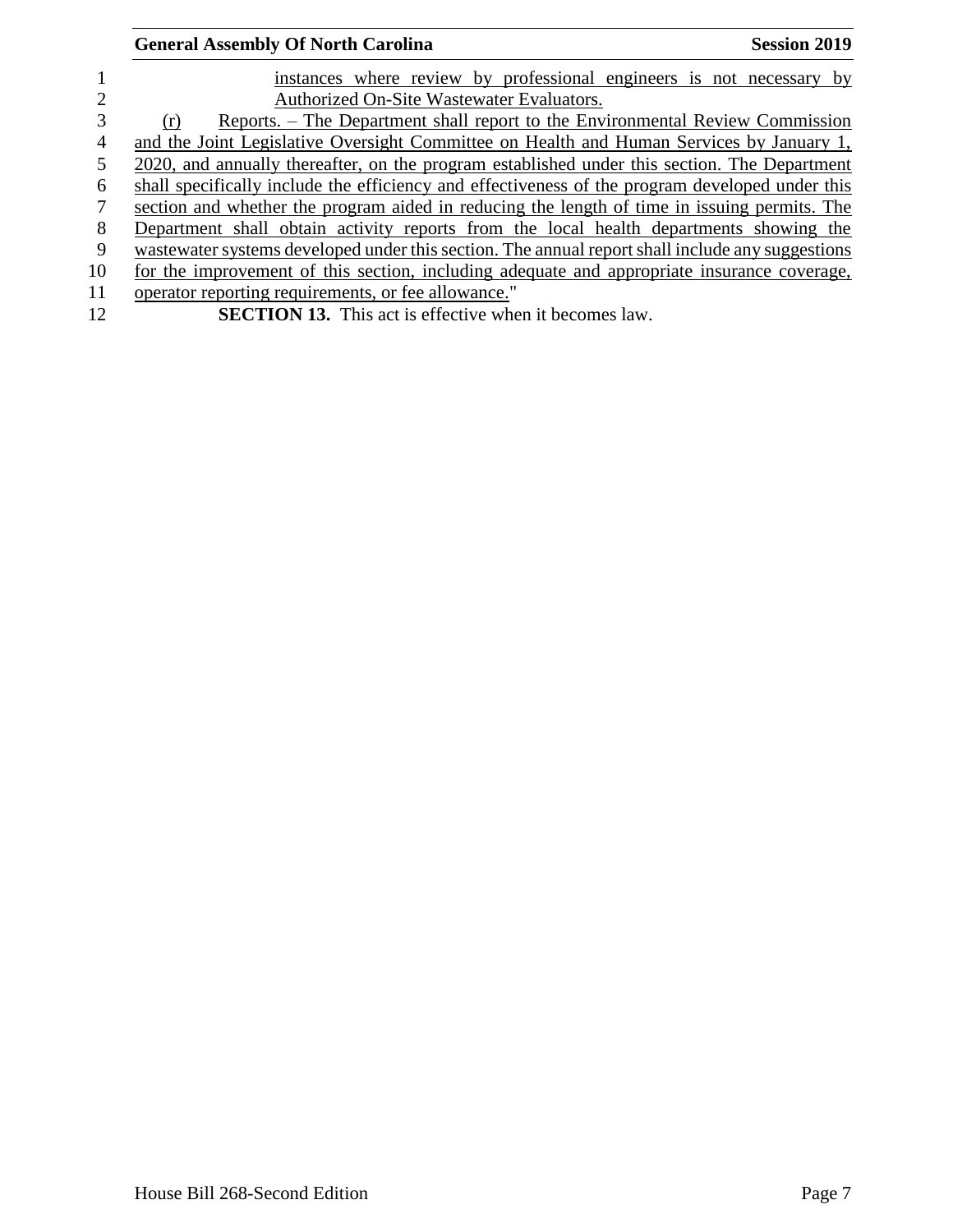instances where review by professional engineers is not necessary by Authorized On-Site Wastewater Evaluators.

(r) Reports. – The Department shall report to the Environmental Review Commission and the Joint Legislative Oversight Committee on Health and Human Services by January 1, 2020, and annually thereafter, on the program established under this section. The Department shall specifically include the efficiency and effectiveness of the program developed under this section and whether the program aided in reducing the length of time in issuing permits. The Department shall obtain activity reports from the local health departments showing the wastewater systems developed under this section. The annual report shall include any suggestions for the improvement of this section, including adequate and appropriate insurance coverage, operator reporting requirements, or fee allowance."

**SECTION 13.** This act is effective when it becomes law.